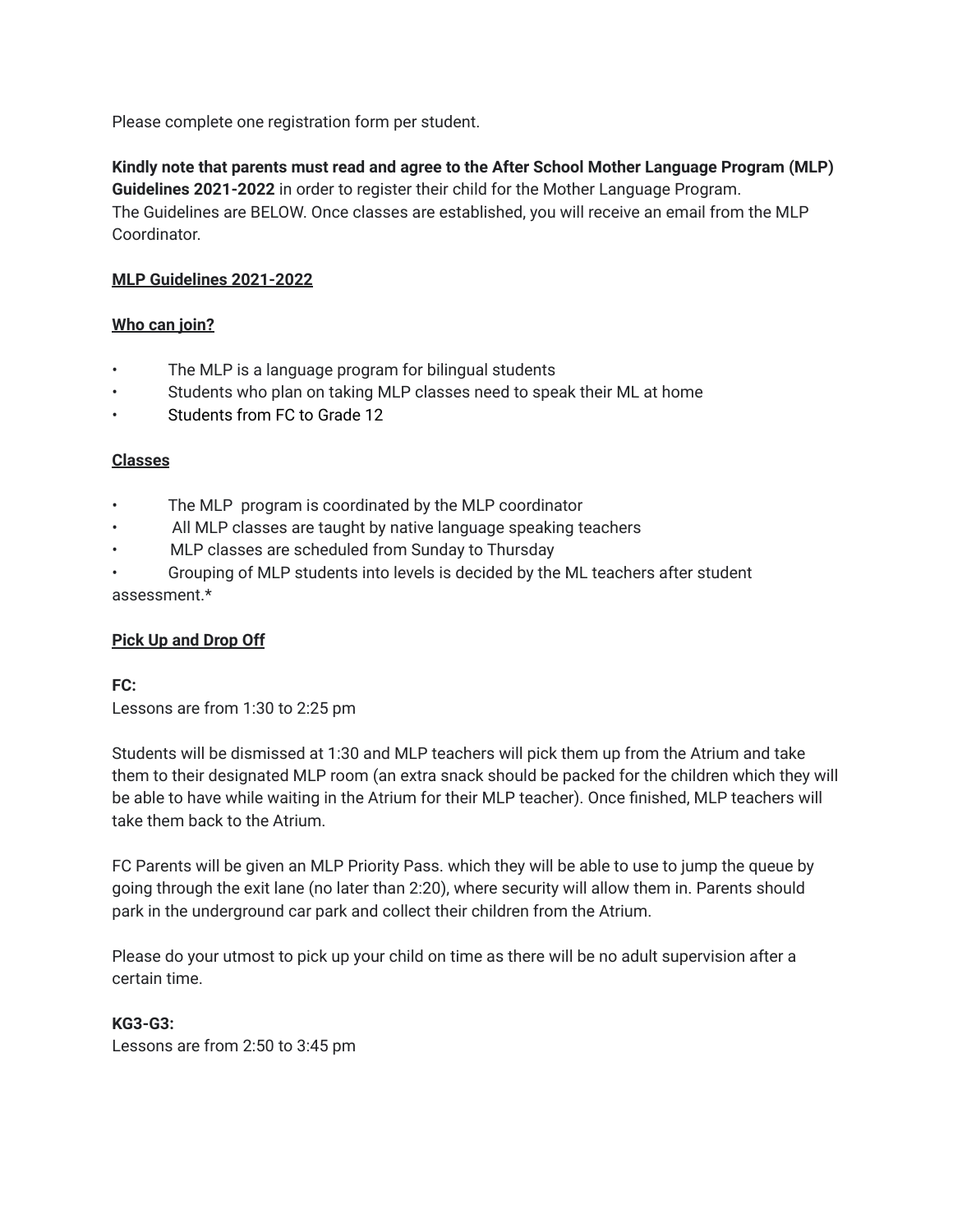Please complete one registration form per student.

**Kindly note that parents must read and agree to the After School Mother Language Program (MLP) Guidelines 2021-2022** in order to register their child for the Mother Language Program.
The Guidelines are BELOW. Once classes are established, you will receive an email from the MLP Coordinator.

**MLP Guidelines 2021-2022**

**Who can join?**

- The MLP is a language program for bilingual students
- Students who plan on taking MLP classes need to speak their ML at home
- Students from FC to Grade 12

**Classes**

- The MLP program is coordinated by the MLP coordinator
- All MLP classes are taught by native language speaking teachers
- MLP classes are scheduled from Sunday to Thursday
- Grouping of MLP students into levels is decided by the ML teachers after student assessment.*

**Pick Up and Drop Off**

**FC:**
Lessons are from 1:30 to 2:25 pm

Students will be dismissed at 1:30 and MLP teachers will pick them up from the Atrium and take them to their designated MLP room (an extra snack should be packed for the children which they will be able to have while waiting in the Atrium for their MLP teacher). Once finished, MLP teachers will take them back to the Atrium.

FC Parents will be given an MLP Priority Pass. which they will be able to use to jump the queue by going through the exit lane (no later than 2:20), where security will allow them in. Parents should park in the underground car park and collect their children from the Atrium.

Please do your utmost to pick up your child on time as there will be no adult supervision after a certain time.

**KG3-G3:**
Lessons are from 2:50 to 3:45 pm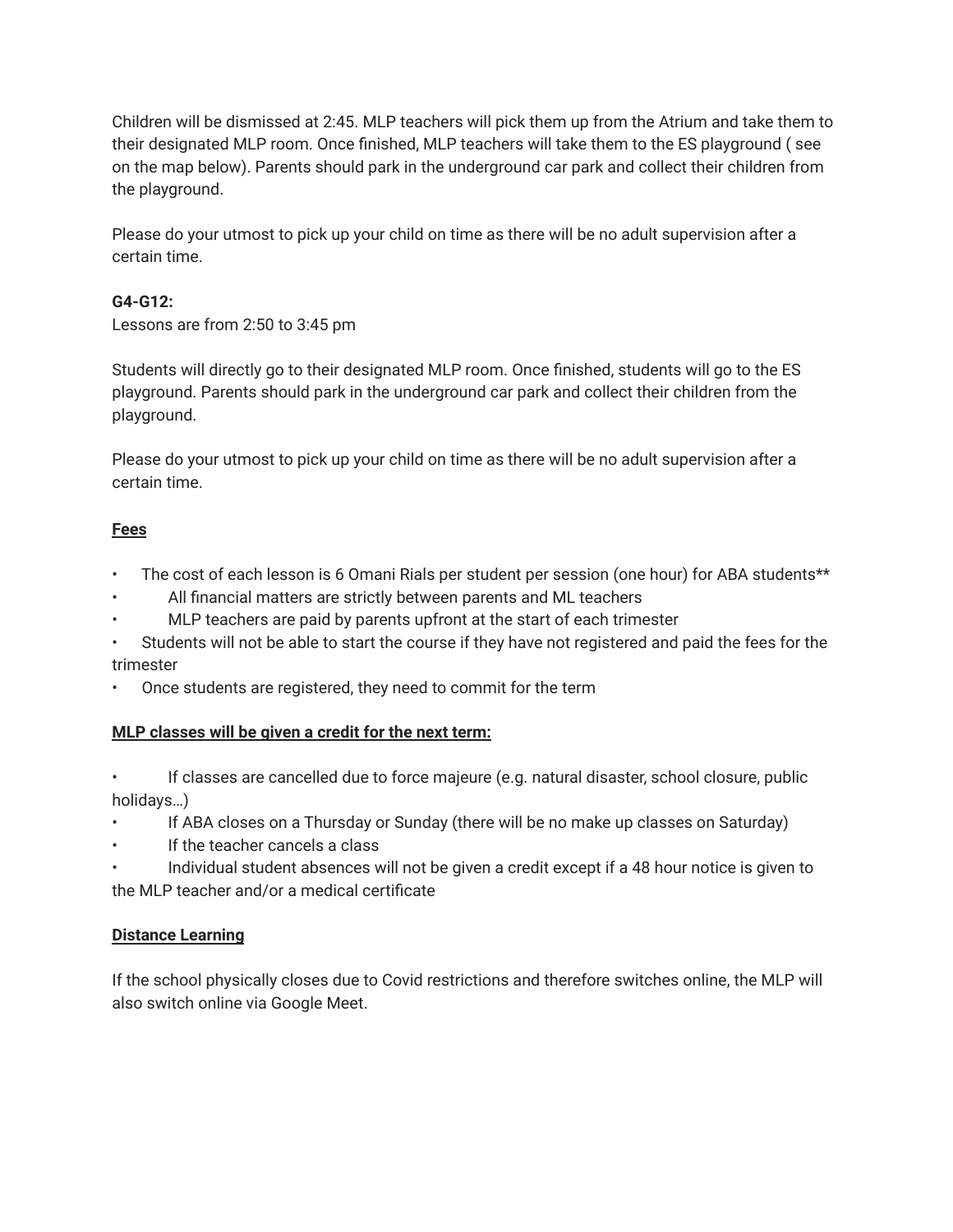Children will be dismissed at 2:45. MLP teachers will pick them up from the Atrium and take them to their designated MLP room. Once finished, MLP teachers will take them to the ES playground ( see on the map below). Parents should park in the underground car park and collect their children from the playground.

Please do your utmost to pick up your child on time as there will be no adult supervision after a certain time.

**G4-G12:**
Lessons are from 2:50 to 3:45 pm

Students will directly go to their designated MLP room. Once finished, students will go to the ES playground. Parents should park in the underground car park and collect their children from the playground.

Please do your utmost to pick up your child on time as there will be no adult supervision after a certain time.

**Fees**

- The cost of each lesson is 6 Omani Rials per student per session (one hour) for ABA students**
- All financial matters are strictly between parents and ML teachers
- MLP teachers are paid by parents upfront at the start of each trimester
- Students will not be able to start the course if they have not registered and paid the fees for the trimester
- Once students are registered, they need to commit for the term

**MLP classes will be given a credit for the next term:**

- If classes are cancelled due to force majeure (e.g. natural disaster, school closure, public holidays…)
- If ABA closes on a Thursday or Sunday (there will be no make up classes on Saturday)
- If the teacher cancels a class
- Individual student absences will not be given a credit except if a 48 hour notice is given to the MLP teacher and/or a medical certificate

**Distance Learning**

If the school physically closes due to Covid restrictions and therefore switches online, the MLP will also switch online via Google Meet.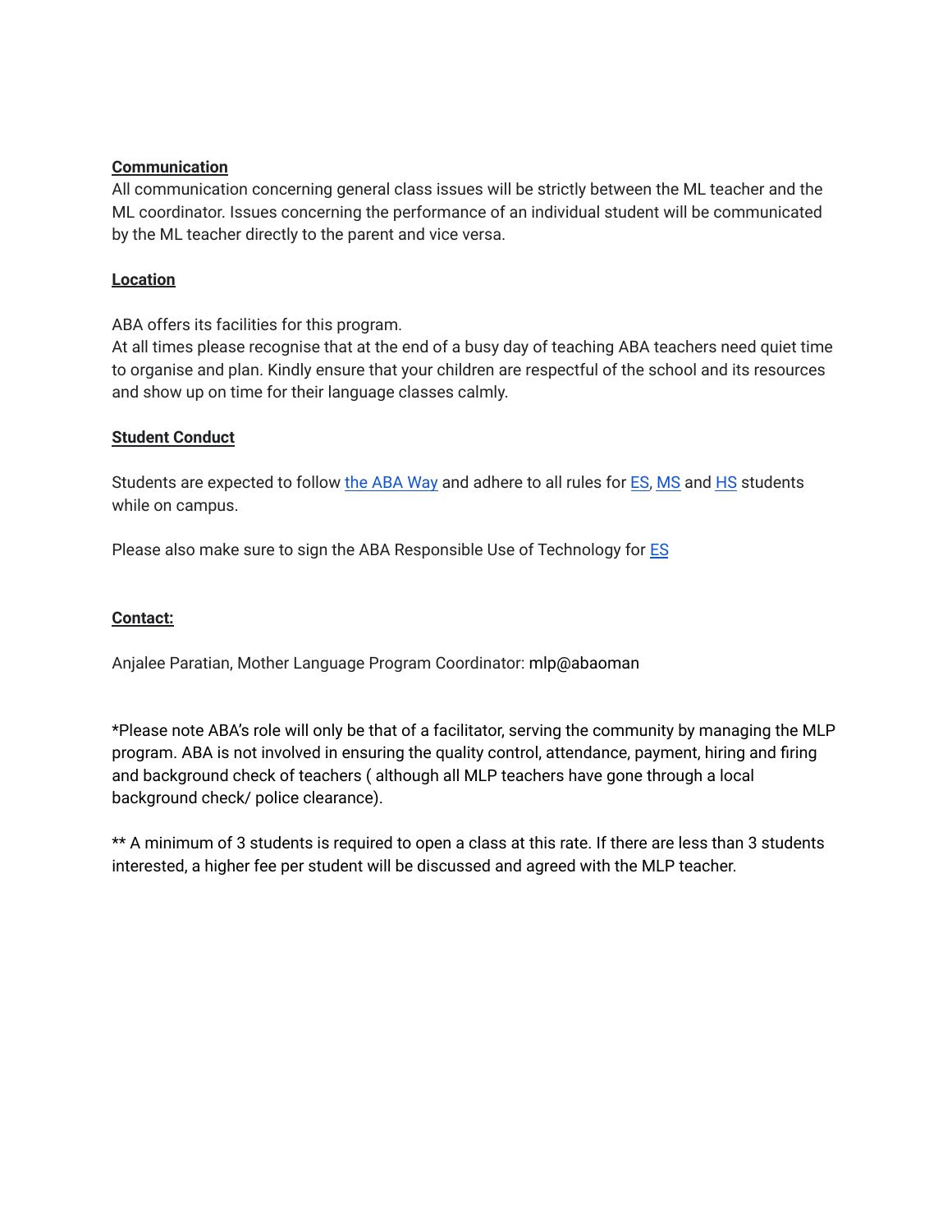**Communication**

All communication concerning general class issues will be strictly between the ML teacher and the ML coordinator. Issues concerning the performance of an individual student will be communicated by the ML teacher directly to the parent and vice versa.

**Location**

ABA offers its facilities for this program.
At all times please recognise that at the end of a busy day of teaching ABA teachers need quiet time to organise and plan. Kindly ensure that your children are respectful of the school and its resources and show up on time for their language classes calmly.

**Student Conduct**

Students are expected to follow the ABA Way and adhere to all rules for ES, MS and HS students while on campus.

Please also make sure to sign the ABA Responsible Use of Technology for ES

**Contact:**

Anjalee Paratian, Mother Language Program Coordinator: mlp@abaoman

*Please note ABA's role will only be that of a facilitator, serving the community by managing the MLP program. ABA is not involved in ensuring the quality control, attendance, payment, hiring and firing and background check of teachers ( although all MLP teachers have gone through a local background check/ police clearance).

** A minimum of 3 students is required to open a class at this rate. If there are less than 3 students interested, a higher fee per student will be discussed and agreed with the MLP teacher.